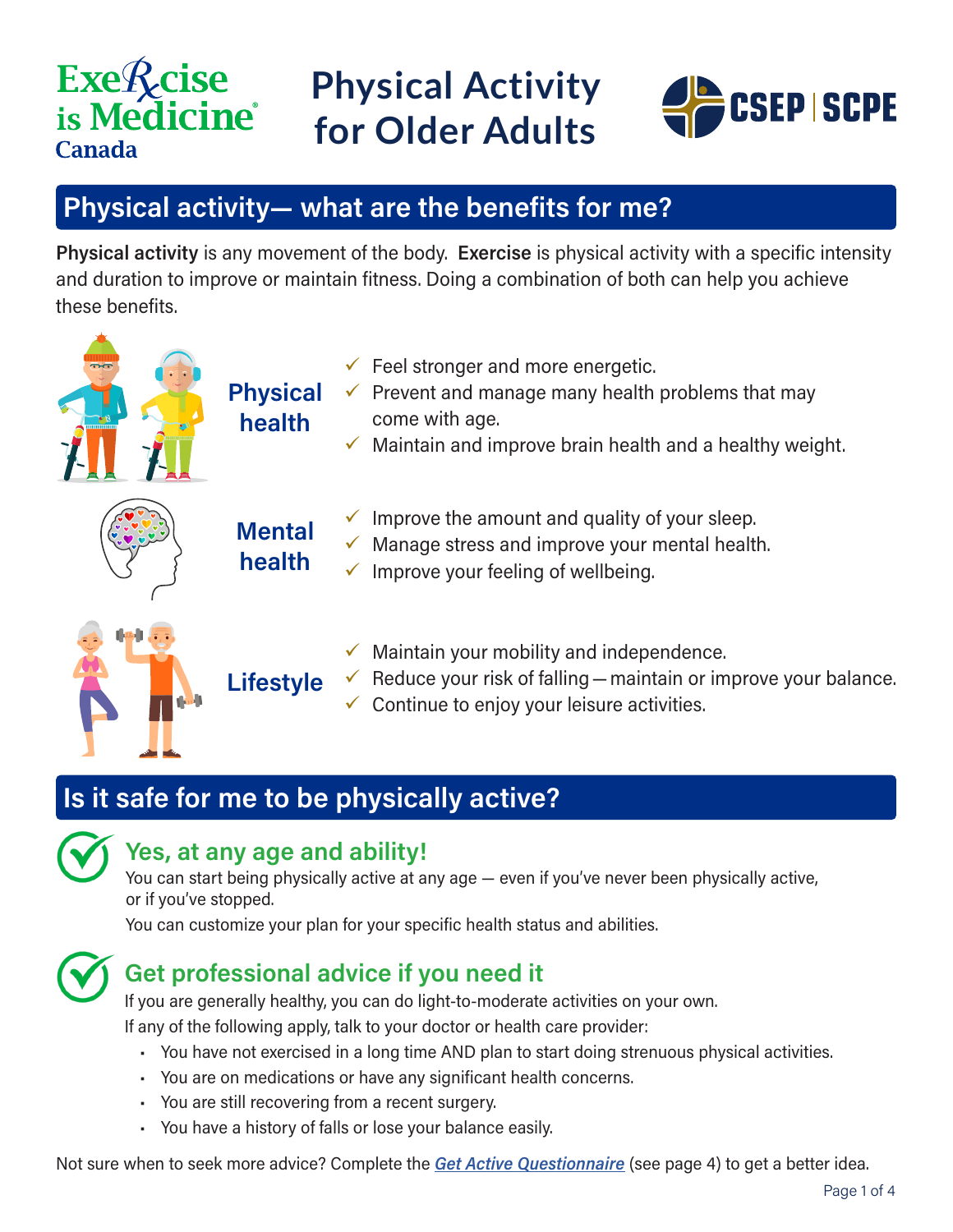Exercise is Medicine Canada

# Physical Activity for Older Adults

CSEP | SCPE

## Physical activity— what are the benefits for me?

**Physical activity** is any movement of the body. **Exercise** is physical activity with a specific intensity and duration to improve or maintain fitness. Doing a combination of both can help you achieve these benefits.

### Physical health

- ✓ Feel stronger and more energetic.
- ✓ Prevent and manage many health problems that may come with age.
- ✓ Maintain and improve brain health and a healthy weight.

### Mental health

- ✓ Improve the amount and quality of your sleep.
- ✓ Manage stress and improve your mental health.
- ✓ Improve your feeling of wellbeing.

### Lifestyle

- ✓ Maintain your mobility and independence.
- ✓ Reduce your risk of falling — maintain or improve your balance.
- ✓ Continue to enjoy your leisure activities.

## Is it safe for me to be physically active?

### Yes, at any age and ability!

You can start being physically active at any age — even if you've never been physically active, or if you've stopped.

You can customize your plan for your specific health status and abilities.

### Get professional advice if you need it

If you are generally healthy, you can do light-to-moderate activities on your own.

If any of the following apply, talk to your doctor or health care provider:

- You have not exercised in a long time AND plan to start doing strenuous physical activities.
- You are on medications or have any significant health concerns.
- You are still recovering from a recent surgery.
- You have a history of falls or lose your balance easily.

Not sure when to seek more advice? Complete the ***Get Active Questionnaire*** (see page 4) to get a better idea.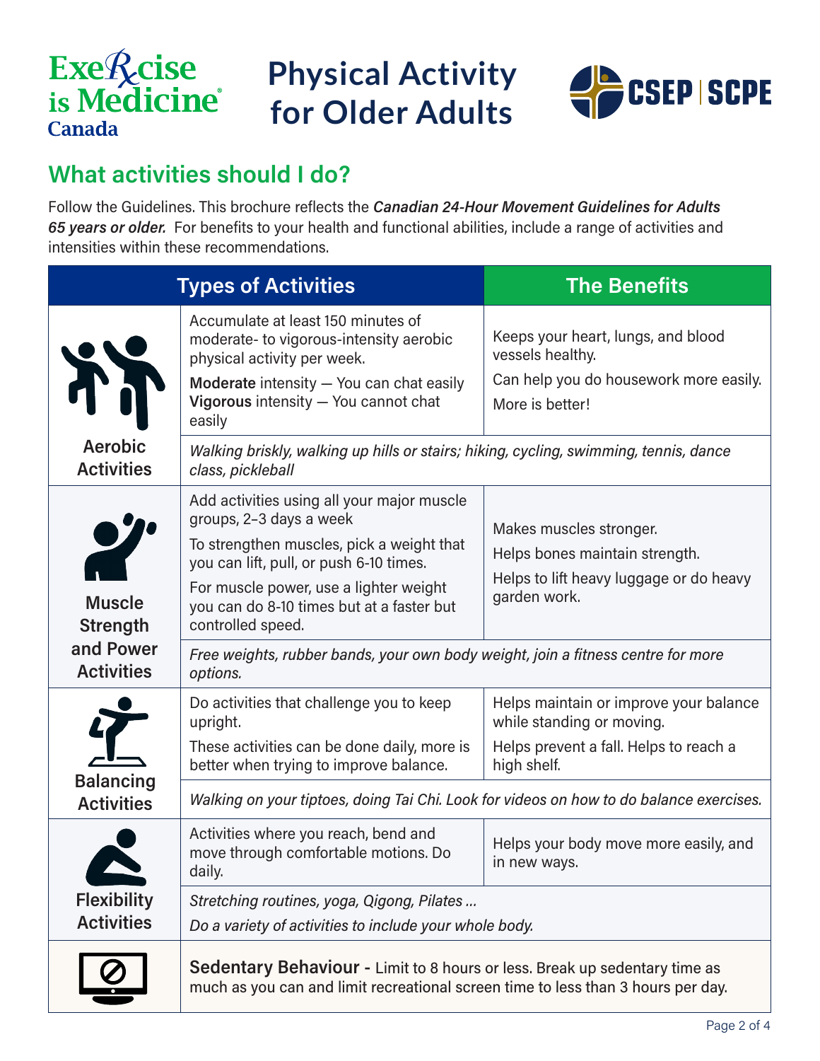# Physical Activity for Older Adults

## What activities should I do?

Follow the Guidelines. This brochure reflects the ***Canadian 24-Hour Movement Guidelines for Adults 65 years or older.*** For benefits to your health and functional abilities, include a range of activities and intensities within these recommendations.

| Types of Activities | | The Benefits |
|---|---|---|
| **Aerobic Activities** | Accumulate at least 150 minutes of moderate- to vigorous-intensity aerobic physical activity per week.<br>**Moderate** intensity — You can chat easily<br>**Vigorous** intensity — You cannot chat easily | Keeps your heart, lungs, and blood vessels healthy.<br>Can help you do housework more easily.<br>More is better! |
| | *Walking briskly, walking up hills or stairs; hiking, cycling, swimming, tennis, dance class, pickleball* | |
| **Muscle Strength and Power Activities** | Add activities using all your major muscle groups, 2–3 days a week<br>To strengthen muscles, pick a weight that you can lift, pull, or push 6-10 times.<br>For muscle power, use a lighter weight you can do 8-10 times but at a faster but controlled speed. | Makes muscles stronger.<br>Helps bones maintain strength.<br>Helps to lift heavy luggage or do heavy garden work. |
| | *Free weights, rubber bands, your own body weight, join a fitness centre for more options.* | |
| **Balancing Activities** | Do activities that challenge you to keep upright.<br>These activities can be done daily, more is better when trying to improve balance. | Helps maintain or improve your balance while standing or moving.<br>Helps prevent a fall. Helps to reach a high shelf. |
| | *Walking on your tiptoes, doing Tai Chi. Look for videos on how to do balance exercises.* | |
| **Flexibility Activities** | Activities where you reach, bend and move through comfortable motions. Do daily. | Helps your body move more easily, and in new ways. |
| | *Stretching routines, yoga, Qigong, Pilates ...*<br>*Do a variety of activities to include your whole body.* | |
| | **Sedentary Behaviour -** Limit to 8 hours or less. Break up sedentary time as much as you can and limit recreational screen time to less than 3 hours per day. | |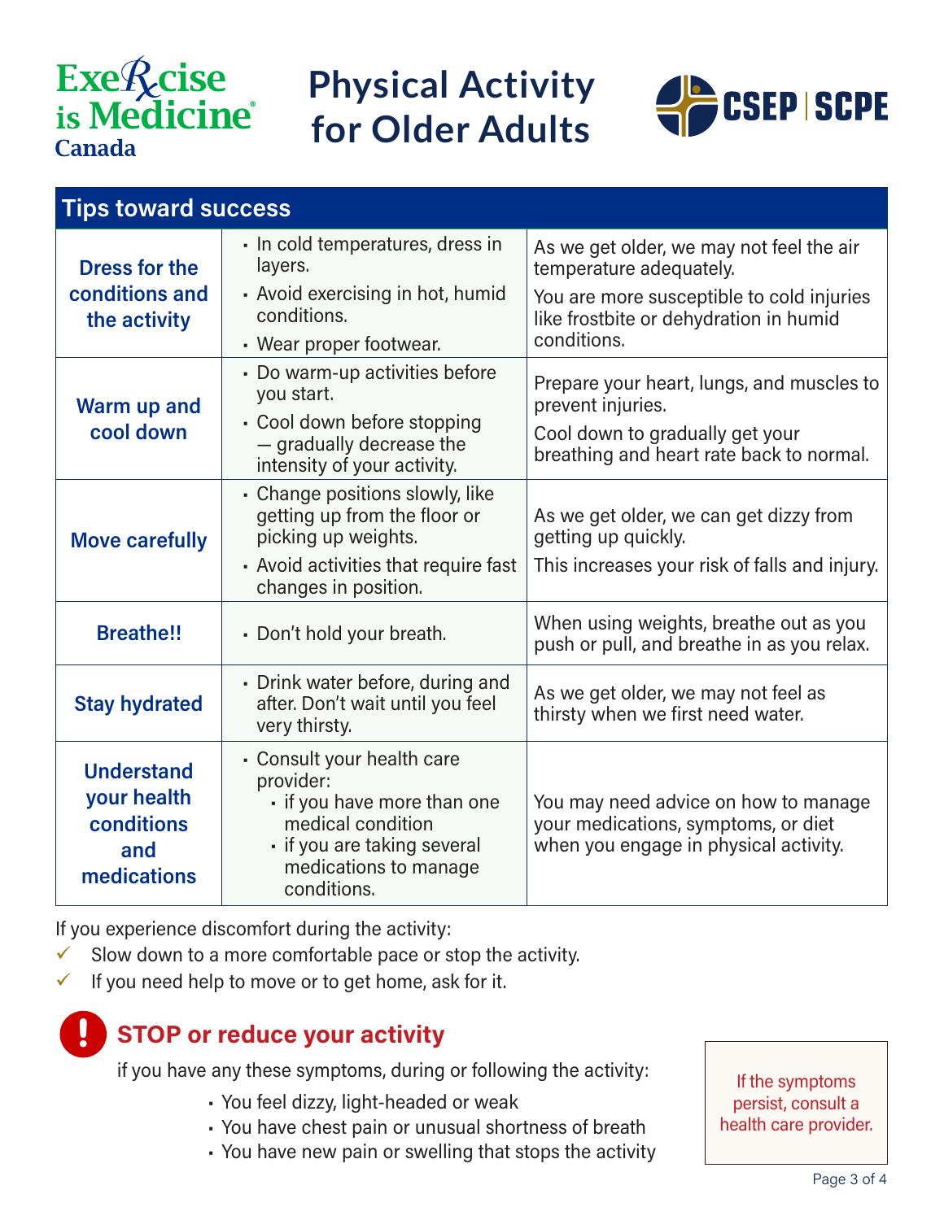# Physical Activity for Older Adults

Exercise is Medicine Canada | CSEP | SCPE

## Tips toward success

| Tip | Actions | Why |
|---|---|---|
| **Dress for the conditions and the activity** | • In cold temperatures, dress in layers.<br>• Avoid exercising in hot, humid conditions.<br>• Wear proper footwear. | As we get older, we may not feel the air temperature adequately.<br>You are more susceptible to cold injuries like frostbite or dehydration in humid conditions. |
| **Warm up and cool down** | • Do warm-up activities before you start.<br>• Cool down before stopping — gradually decrease the intensity of your activity. | Prepare your heart, lungs, and muscles to prevent injuries.<br>Cool down to gradually get your breathing and heart rate back to normal. |
| **Move carefully** | • Change positions slowly, like getting up from the floor or picking up weights.<br>• Avoid activities that require fast changes in position. | As we get older, we can get dizzy from getting up quickly.<br>This increases your risk of falls and injury. |
| **Breathe!!** | • Don't hold your breath. | When using weights, breathe out as you push or pull, and breathe in as you relax. |
| **Stay hydrated** | • Drink water before, during and after. Don't wait until you feel very thirsty. | As we get older, we may not feel as thirsty when we first need water. |
| **Understand your health conditions and medications** | • Consult your health care provider:<br>  ▪ if you have more than one medical condition<br>  ▪ if you are taking several medications to manage conditions. | You may need advice on how to manage your medications, symptoms, or diet when you engage in physical activity. |

If you experience discomfort during the activity:

- ✓ Slow down to a more comfortable pace or stop the activity.
- ✓ If you need help to move or to get home, ask for it.

## STOP or reduce your activity

if you have any these symptoms, during or following the activity:

- You feel dizzy, light-headed or weak
- You have chest pain or unusual shortness of breath
- You have new pain or swelling that stops the activity

If the symptoms persist, consult a health care provider.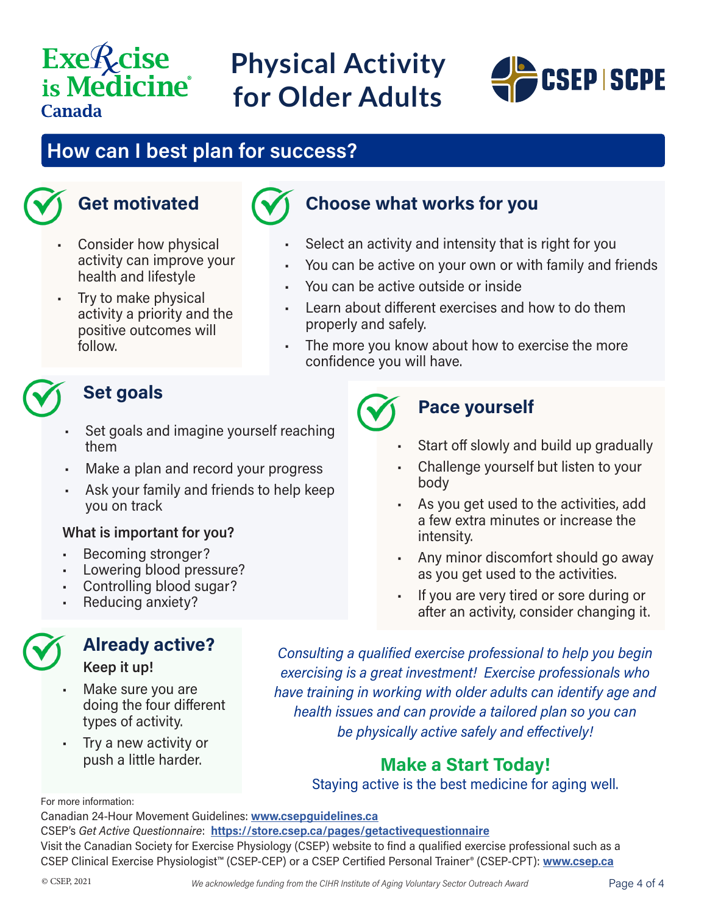Exercise is Medicine Canada

# Physical Activity for Older Adults

CSEP | SCPE

## How can I best plan for success?

### Get motivated

- Consider how physical activity can improve your health and lifestyle
- Try to make physical activity a priority and the positive outcomes will follow.

### Choose what works for you

- Select an activity and intensity that is right for you
- You can be active on your own or with family and friends
- You can be active outside or inside
- Learn about different exercises and how to do them properly and safely.
- The more you know about how to exercise the more confidence you will have.

### Set goals

- Set goals and imagine yourself reaching them
- Make a plan and record your progress
- Ask your family and friends to help keep you on track

**What is important for you?**

- Becoming stronger?
- Lowering blood pressure?
- Controlling blood sugar?
- Reducing anxiety?

### Pace yourself

- Start off slowly and build up gradually
- Challenge yourself but listen to your body
- As you get used to the activities, add a few extra minutes or increase the intensity.
- Any minor discomfort should go away as you get used to the activities.
- If you are very tired or sore during or after an activity, consider changing it.

### Already active?

**Keep it up!**

- Make sure you are doing the four different types of activity.
- Try a new activity or push a little harder.

*Consulting a qualified exercise professional to help you begin exercising is a great investment! Exercise professionals who have training in working with older adults can identify age and health issues and can provide a tailored plan so you can be physically active safely and effectively!*

**Make a Start Today!**

Staying active is the best medicine for aging well.

For more information:

Canadian 24-Hour Movement Guidelines: **www.csepguidelines.ca**

CSEP's *Get Active Questionnaire*: **https://store.csep.ca/pages/getactivequestionnaire**

Visit the Canadian Society for Exercise Physiology (CSEP) website to find a qualified exercise professional such as a CSEP Clinical Exercise Physiologist™ (CSEP-CEP) or a CSEP Certified Personal Trainer® (CSEP-CPT): **www.csep.ca**

© CSEP, 2021

*We acknowledge funding from the CIHR Institute of Aging Voluntary Sector Outreach Award*